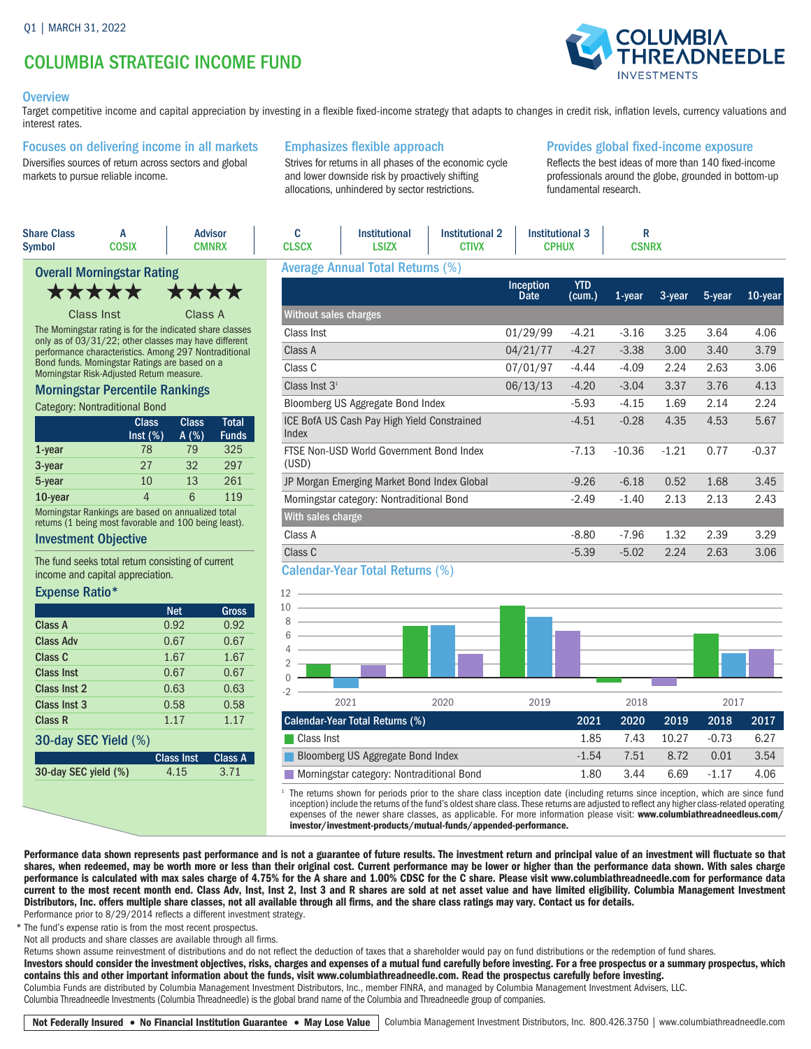Q1 | MARCH 31, 2022

# COLUMBIA STRATEGIC INCOME FUND

COLUMBIA THREADNEEDLE INVESTMENTS

## Overview

Target competitive income and capital appreciation by investing in a flexible fixed-income strategy that adapts to changes in credit risk, inflation levels, currency valuations and interest rates.

### Focuses on delivering income in all markets

Diversifies sources of return across sectors and global markets to pursue reliable income.

### Emphasizes flexible approach

Strives for returns in all phases of the economic cycle and lower downside risk by proactively shifting allocations, unhindered by sector restrictions.

### Provides global fixed-income exposure

Reflects the best ideas of more than 140 fixed-income professionals around the globe, grounded in bottom-up fundamental research.

| Share Class | A | Advisor | C | Institutional | Institutional 2 | Institutional 3 | R |
|---|---|---|---|---|---|---|---|
| Symbol | COSIX | CMNRX | CLSCX | LSIZX | CTIVX | CPHUX | CSNRX |

## Overall Morningstar Rating

★★★★★ Class Inst

★★★★ Class A

The Morningstar rating is for the indicated share classes only as of 03/31/22; other classes may have different performance characteristics. Among 297 Nontraditional Bond funds. Morningstar Ratings are based on a Morningstar Risk-Adjusted Return measure.

## Morningstar Percentile Rankings

Category: Nontraditional Bond

| | Class Inst (%) | Class A (%) | Total Funds |
|---|---|---|---|
| 1-year | 78 | 79 | 325 |
| 3-year | 27 | 32 | 297 |
| 5-year | 10 | 13 | 261 |
| 10-year | 4 | 6 | 119 |

Morningstar Rankings are based on annualized total returns (1 being most favorable and 100 being least).

## Investment Objective

The fund seeks total return consisting of current income and capital appreciation.

## Expense Ratio*

| | Net | Gross |
|---|---|---|
| Class A | 0.92 | 0.92 |
| Class Adv | 0.67 | 0.67 |
| Class C | 1.67 | 1.67 |
| Class Inst | 0.67 | 0.67 |
| Class Inst 2 | 0.63 | 0.63 |
| Class Inst 3 | 0.58 | 0.58 |
| Class R | 1.17 | 1.17 |

## 30-day SEC Yield (%)

| | Class Inst | Class A |
|---|---|---|
| 30-day SEC yield (%) | 4.15 | 3.71 |

## Average Annual Total Returns (%)

| | Inception Date | YTD (cum.) | 1-year | 3-year | 5-year | 10-year |
|---|---|---|---|---|---|---|
| **Without sales charges** | | | | | | |
| Class Inst | 01/29/99 | -4.21 | -3.16 | 3.25 | 3.64 | 4.06 |
| Class A | 04/21/77 | -4.27 | -3.38 | 3.00 | 3.40 | 3.79 |
| Class C | 07/01/97 | -4.44 | -4.09 | 2.24 | 2.63 | 3.06 |
| Class Inst 3[1] | 06/13/13 | -4.20 | -3.04 | 3.37 | 3.76 | 4.13 |
| Bloomberg US Aggregate Bond Index | | -5.93 | -4.15 | 1.69 | 2.14 | 2.24 |
| ICE BofA US Cash Pay High Yield Constrained Index | | -4.51 | -0.28 | 4.35 | 4.53 | 5.67 |
| FTSE Non-USD World Government Bond Index (USD) | | -7.13 | -10.36 | -1.21 | 0.77 | -0.37 |
| JP Morgan Emerging Market Bond Index Global | | -9.26 | -6.18 | 0.52 | 1.68 | 3.45 |
| Morningstar category: Nontraditional Bond | | -2.49 | -1.40 | 2.13 | 2.13 | 2.43 |
| **With sales charge** | | | | | | |
| Class A | | -8.80 | -7.96 | 1.32 | 2.39 | 3.29 |
| Class C | | -5.39 | -5.02 | 2.24 | 2.63 | 3.06 |

## Calendar-Year Total Returns (%)

| Calendar-Year Total Returns (%) | 2021 | 2020 | 2019 | 2018 | 2017 |
|---|---|---|---|---|---|
| Class Inst | 1.85 | 7.43 | 10.27 | -0.73 | 6.27 |
| Bloomberg US Aggregate Bond Index | -1.54 | 7.51 | 8.72 | 0.01 | 3.54 |
| Morningstar category: Nontraditional Bond | 1.80 | 3.44 | 6.69 | -1.17 | 4.06 |

[1] The returns shown for periods prior to the share class inception date (including returns since inception, which are since fund inception) include the returns of the fund's oldest share class. These returns are adjusted to reflect any higher class-related operating expenses of the newer share classes, as applicable. For more information please visit: **www.columbiathreadneedleus.com/investor/investment-products/mutual-funds/appended-performance.**

**Performance data shown represents past performance and is not a guarantee of future results. The investment return and principal value of an investment will fluctuate so that shares, when redeemed, may be worth more or less than their original cost. Current performance may be lower or higher than the performance data shown. With sales charge performance is calculated with max sales charge of 4.75% for the A share and 1.00% CDSC for the C share. Please visit www.columbiathreadneedle.com for performance data current to the most recent month end. Class Adv, Inst, Inst 2, Inst 3 and R shares are sold at net asset value and have limited eligibility. Columbia Management Investment Distributors, Inc. offers multiple share classes, not all available through all firms, and the share class ratings may vary. Contact us for details.**

Performance prior to 8/29/2014 reflects a different investment strategy.

* The fund's expense ratio is from the most recent prospectus.

Not all products and share classes are available through all firms.

Returns shown assume reinvestment of distributions and do not reflect the deduction of taxes that a shareholder would pay on fund distributions or the redemption of fund shares.

**Investors should consider the investment objectives, risks, charges and expenses of a mutual fund carefully before investing. For a free prospectus or a summary prospectus, which contains this and other important information about the funds, visit www.columbiathreadneedle.com. Read the prospectus carefully before investing.**

Columbia Funds are distributed by Columbia Management Investment Distributors, Inc., member FINRA, and managed by Columbia Management Investment Advisers, LLC.

Columbia Threadneedle Investments (Columbia Threadneedle) is the global brand name of the Columbia and Threadneedle group of companies.

**Not Federally Insured • No Financial Institution Guarantee • May Lose Value** | Columbia Management Investment Distributors, Inc. 800.426.3750 | www.columbiathreadneedle.com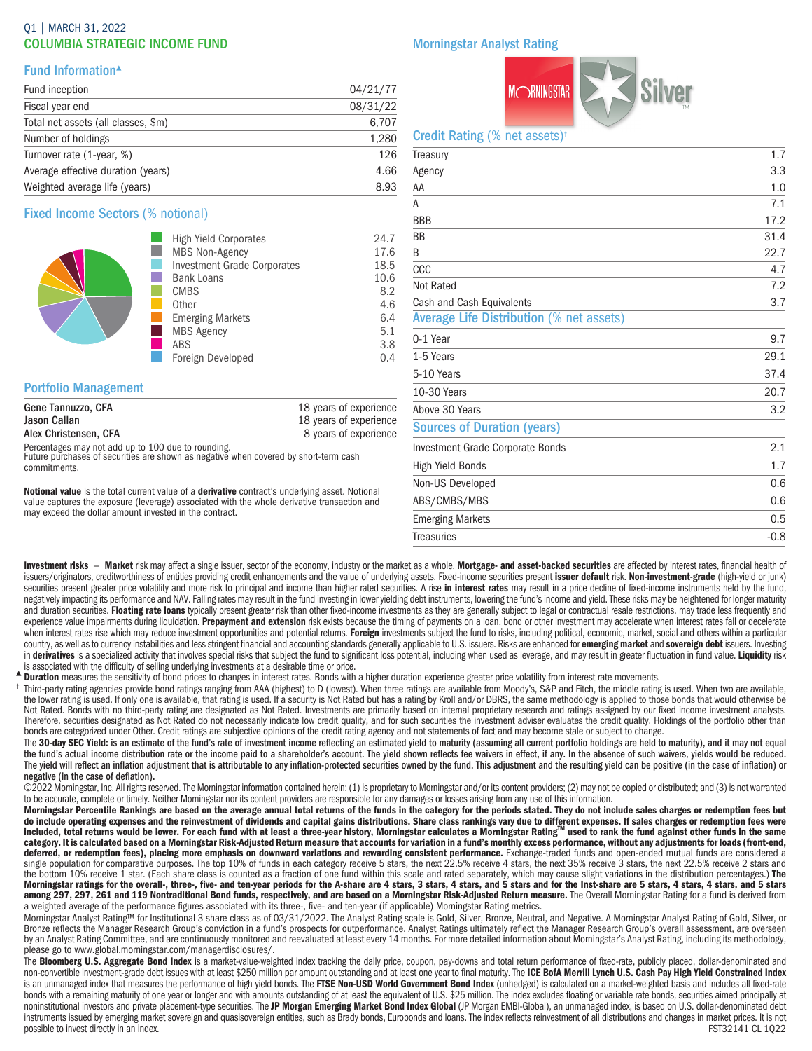Q1 | MARCH 31, 2022

# COLUMBIA STRATEGIC INCOME FUND

## Fund Information▲

| | |
|---|---|
| Fund inception | 04/21/77 |
| Fiscal year end | 08/31/22 |
| Total net assets (all classes, $m) | 6,707 |
| Number of holdings | 1,280 |
| Turnover rate (1-year, %) | 126 |
| Average effective duration (years) | 4.66 |
| Weighted average life (years) | 8.93 |

## Fixed Income Sectors (% notional)

High Yield Corporates 24.7
MBS Non-Agency 17.6
Investment Grade Corporates 18.5
Bank Loans 10.6
CMBS 8.2
Other 4.6
Emerging Markets 6.4
MBS Agency 5.1
ABS 3.8
Foreign Developed 0.4

## Portfolio Management

| | |
|---|---|
| Gene Tannuzzo, CFA | 18 years of experience |
| Jason Callan | 18 years of experience |
| Alex Christensen, CFA | 8 years of experience |

Percentages may not add up to 100 due to rounding.
Future purchases of securities are shown as negative when covered by short-term cash commitments.

**Notional value** is the total current value of a **derivative** contract's underlying asset. Notional value captures the exposure (leverage) associated with the whole derivative transaction and may exceed the dollar amount invested in the contract.

## Morningstar Analyst Rating

MORNINGSTAR Silver

## Credit Rating (% net assets)†

| | |
|---|---|
| Treasury | 1.7 |
| Agency | 3.3 |
| AA | 1.0 |
| A | 7.1 |
| BBB | 17.2 |
| BB | 31.4 |
| B | 22.7 |
| CCC | 4.7 |
| Not Rated | 7.2 |
| Cash and Cash Equivalents | 3.7 |

## Average Life Distribution (% net assets)

| | |
|---|---|
| 0-1 Year | 9.7 |
| 1-5 Years | 29.1 |
| 5-10 Years | 37.4 |
| 10-30 Years | 20.7 |
| Above 30 Years | 3.2 |

## Sources of Duration (years)

| | |
|---|---|
| Investment Grade Corporate Bonds | 2.1 |
| High Yield Bonds | 1.7 |
| Non-US Developed | 0.6 |
| ABS/CMBS/MBS | 0.6 |
| Emerging Markets | 0.5 |
| Treasuries | -0.8 |

**Investment risks** – **Market** risk may affect a single issuer, sector of the economy, industry or the market as a whole. **Mortgage- and asset-backed securities** are affected by interest rates, financial health of issuers/originators, creditworthiness of entities providing credit enhancements and the value of underlying assets. Fixed-income securities present **issuer default** risk. **Non-investment-grade** (high-yield or junk) securities present greater price volatility and more risk to principal and income than higher rated securities. A rise **in interest rates** may result in a price decline of fixed-income instruments held by the fund, negatively impacting its performance and NAV. Falling rates may result in the fund investing in lower yielding debt instruments, lowering the fund's income and yield. These risks may be heightened for longer maturity and duration securities. **Floating rate loans** typically present greater risk than other fixed-income investments as they are generally subject to legal or contractual resale restrictions, may trade less frequently and experience value impairments during liquidation. **Prepayment and extension** risk exists because the timing of payments on a loan, bond or other investment may accelerate when interest rates fall or decelerate when interest rates rise which may reduce investment opportunities and potential returns. **Foreign** investments subject the fund to risks, including political, economic, market, social and others within a particular country, as well as to currency instabilities and less stringent financial and accounting standards generally applicable to U.S. issuers. Risks are enhanced for **emerging market** and **sovereign debt** issuers. Investing in **derivatives** is a specialized activity that involves special risks that subject the fund to significant loss potential, including when used as leverage, and may result in greater fluctuation in fund value. **Liquidity** risk is associated with the difficulty of selling underlying investments at a desirable time or price.

▲ **Duration** measures the sensitivity of bond prices to changes in interest rates. Bonds with a higher duration experience greater price volatility from interest rate movements.

† Third-party rating agencies provide bond ratings ranging from AAA (highest) to D (lowest). When three ratings are available from Moody's, S&P and Fitch, the middle rating is used. When two are available, the lower rating is used. If only one is available, that rating is used. If a security is Not Rated but has a rating by Kroll and/or DBRS, the same methodology is applied to those bonds that would otherwise be Not Rated. Bonds with no third-party rating are designated as Not Rated. Investments are primarily based on internal proprietary research and ratings assigned by our fixed income investment analysts. Therefore, securities designated as Not Rated do not necessarily indicate low credit quality, and for such securities the investment adviser evaluates the credit quality. Holdings of the portfolio other than bonds are categorized under Other. Credit ratings are subjective opinions of the credit rating agency and not statements of fact and may become stale or subject to change.

The **30-day SEC Yield: is an estimate of the fund's rate of investment income reflecting an estimated yield to maturity (assuming all current portfolio holdings are held to maturity), and it may not equal the fund's actual income distribution rate or the income paid to a shareholder's account. The yield shown reflects fee waivers in effect, if any. In the absence of such waivers, yields would be reduced. The yield will reflect an inflation adjustment that is attributable to any inflation-protected securities owned by the fund. This adjustment and the resulting yield can be positive (in the case of inflation) or negative (in the case of deflation).**

©2022 Morningstar, Inc. All rights reserved. The Morningstar information contained herein: (1) is proprietary to Morningstar and/or its content providers; (2) may not be copied or distributed; and (3) is not warranted to be accurate, complete or timely. Neither Morningstar nor its content providers are responsible for any damages or losses arising from any use of this information.

**Morningstar Percentile Rankings are based on the average annual total returns of the funds in the category for the periods stated. They do not include sales charges or redemption fees but do include operating expenses and the reinvestment of dividends and capital gains distributions. Share class rankings vary due to different expenses. If sales charges or redemption fees were included, total returns would be lower. For each fund with at least a three-year history, Morningstar calculates a Morningstar Rating™ used to rank the fund against other funds in the same category. It is calculated based on a Morningstar Risk-Adjusted Return measure that accounts for variation in a fund's monthly excess performance, without any adjustments for loads (front-end, deferred, or redemption fees), placing more emphasis on downward variations and rewarding consistent performance.** Exchange-traded funds and open-ended mutual funds are considered a single population for comparative purposes. The top 10% of funds in each category receive 5 stars, the next 22.5% receive 4 stars, the next 35% receive 3 stars, the next 22.5% receive 2 stars and the bottom 10% receive 1 star. (Each share class is counted as a fraction of one fund within this scale and rated separately, which may cause slight variations in the distribution percentages.) **The Morningstar ratings for the overall-, three-, five- and ten-year periods for the A-share are 4 stars, 3 stars, 4 stars, and 5 stars and for the Inst-share are 5 stars, 4 stars, 4 stars, and 5 stars among 297, 297, 261 and 119 Nontraditional Bond funds, respectively, and are based on a Morningstar Risk-Adjusted Return measure.** The Overall Morningstar Rating for a fund is derived from a weighted average of the performance figures associated with its three-, five- and ten-year (if applicable) Morningstar Rating metrics.

Morningstar Analyst Rating™ for Institutional 3 share class as of 03/31/2022. The Analyst Rating scale is Gold, Silver, Bronze, Neutral, and Negative. A Morningstar Analyst Rating of Gold, Silver, or Bronze reflects the Manager Research Group's conviction in a fund's prospects for outperformance. Analyst Ratings ultimately reflect the Manager Research Group's overall assessment, are overseen by an Analyst Rating Committee, and are continuously monitored and reevaluated at least every 14 months. For more detailed information about Morningstar's Analyst Rating, including its methodology, please go to www.global.morningstar.com/managerdisclosures/.

The **Bloomberg U.S. Aggregate Bond Index** is a market-value-weighted index tracking the daily price, coupon, pay-downs and total return performance of fixed-rate, publicly placed, dollar-denominated and non-convertible investment-grade debt issues with at least $250 million par amount outstanding and at least one year to final maturity. The **ICE BofA Merrill Lynch U.S. Cash Pay High Yield Constrained Index** is an unmanaged index that measures the performance of high yield bonds. The **FTSE Non-USD World Government Bond Index** (unhedged) is calculated on a market-weighted basis and includes all fixed-rate bonds with a remaining maturity of one year or longer and with amounts outstanding of at least the equivalent of U.S. $25 million. The index excludes floating or variable rate bonds, securities aimed principally at noninstitutional investors and private placement-type securities. The **JP Morgan Emerging Market Bond Index Global** (JP Morgan EMBI-Global), an unmanaged index, is based on U.S. dollar-denominated debt instruments issued by emerging market sovereign and quasisovereign entities, such as Brady bonds, Eurobonds and loans. The index reflects reinvestment of all distributions and changes in market prices. It is not possible to invest directly in an index.

FST32141 CL 1Q22